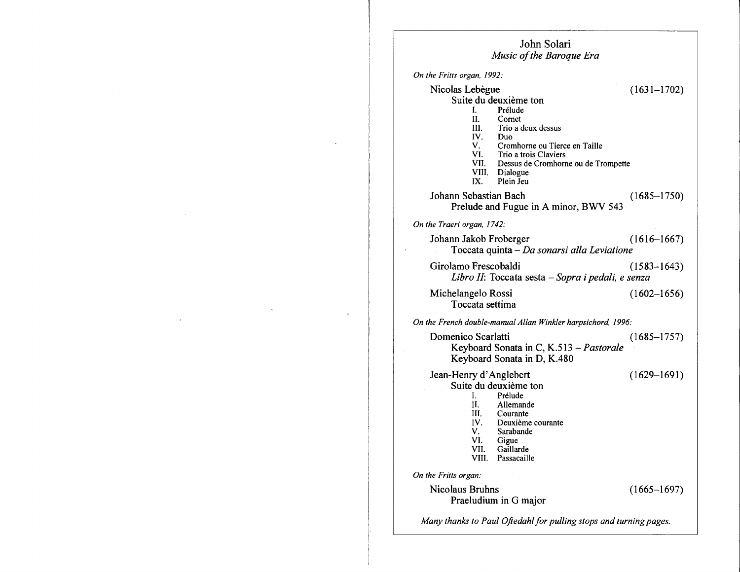# John Solari

## *Music of the Baroque Era*

*On the Fritts organ, 1992:*

**Nicolas Lebègue** (1631–1702)

Suite du deuxième ton

- I. Prélude
- II. Cornet
- III. Trio a deux dessus
- IV. Duo
- V. Cromhorne ou Tierce en Taille
- VI. Trio a trois Claviers
- VII. Dessus de Cromhorne ou de Trompette
- VIII. Dialogue
- IX. Plein Jeu

**Johann Sebastian Bach** (1685–1750)

Prelude and Fugue in A minor, BWV 543

*On the Traeri organ, 1742:*

**Johann Jakob Froberger** (1616–1667)

Toccata quinta – *Da sonarsi alla Leviatione*

**Girolamo Frescobaldi** (1583–1643)

*Libro II*: Toccata sesta – *Sopra i pedali, e senza*

**Michelangelo Rossi** (1602–1656)

Toccata settima

*On the French double-manual Allan Winkler harpsichord, 1996:*

**Domenico Scarlatti** (1685–1757)

Keyboard Sonata in C, K.513 – *Pastorale*

Keyboard Sonata in D, K.480

**Jean-Henry d'Anglebert** (1629–1691)

Suite du deuxième ton

- I. Prélude
- II. Allemande
- III. Courante
- IV. Deuxième courante
- V. Sarabande
- VI. Gigue
- VII. Gaillarde
- VIII. Passacaille

*On the Fritts organ:*

**Nicolaus Bruhns** (1665–1697)

Praeludium in G major

*Many thanks to Paul Oftedahl for pulling stops and turning pages.*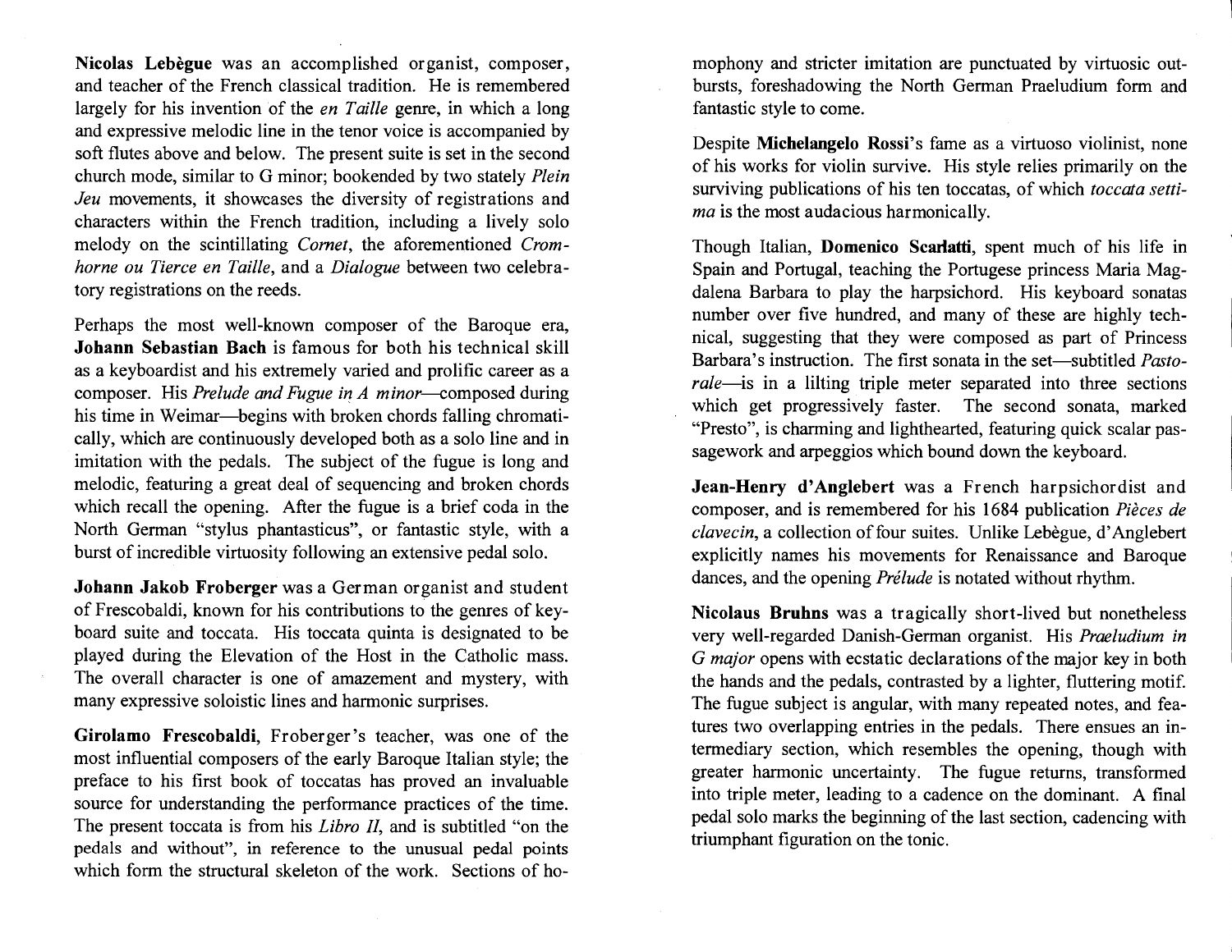**Nicolas Lebègue** was an accomplished organist, composer, and teacher of the French classical tradition. He is remembered largely for his invention of the *en Taille* genre, in which a long and expressive melodic line in the tenor voice is accompanied by soft flutes above and below. The present suite is set in the second church mode, similar to G minor; bookended by two stately *Plein Jeu* movements, it showcases the diversity of registrations and characters within the French tradition, including a lively solo melody on the scintillating *Cornet*, the aforementioned *Cromhorne ou Tierce en Taille*, and a *Dialogue* between two celebratory registrations on the reeds.

Perhaps the most well-known composer of the Baroque era, **Johann Sebastian Bach** is famous for both his technical skill as a keyboardist and his extremely varied and prolific career as a composer. His *Prelude and Fugue in A minor*—composed during his time in Weimar—begins with broken chords falling chromatically, which are continuously developed both as a solo line and in imitation with the pedals. The subject of the fugue is long and melodic, featuring a great deal of sequencing and broken chords which recall the opening. After the fugue is a brief coda in the North German "stylus phantasticus", or fantastic style, with a burst of incredible virtuosity following an extensive pedal solo.

**Johann Jakob Froberger** was a German organist and student of Frescobaldi, known for his contributions to the genres of keyboard suite and toccata. His toccata quinta is designated to be played during the Elevation of the Host in the Catholic mass. The overall character is one of amazement and mystery, with many expressive soloistic lines and harmonic surprises.

**Girolamo Frescobaldi**, Froberger's teacher, was one of the most influential composers of the early Baroque Italian style; the preface to his first book of toccatas has proved an invaluable source for understanding the performance practices of the time. The present toccata is from his *Libro II*, and is subtitled "on the pedals and without", in reference to the unusual pedal points which form the structural skeleton of the work. Sections of homophony and stricter imitation are punctuated by virtuosic outbursts, foreshadowing the North German Praeludium form and fantastic style to come.

Despite **Michelangelo Rossi**'s fame as a virtuoso violinist, none of his works for violin survive. His style relies primarily on the surviving publications of his ten toccatas, of which *toccata settima* is the most audacious harmonically.

Though Italian, **Domenico Scarlatti**, spent much of his life in Spain and Portugal, teaching the Portugese princess Maria Magdalena Barbara to play the harpsichord. His keyboard sonatas number over five hundred, and many of these are highly technical, suggesting that they were composed as part of Princess Barbara's instruction. The first sonata in the set—subtitled *Pastorale*—is in a lilting triple meter separated into three sections which get progressively faster. The second sonata, marked "Presto", is charming and lighthearted, featuring quick scalar passagework and arpeggios which bound down the keyboard.

**Jean-Henry d'Anglebert** was a French harpsichordist and composer, and is remembered for his 1684 publication *Pièces de clavecin*, a collection of four suites. Unlike Lebègue, d'Anglebert explicitly names his movements for Renaissance and Baroque dances, and the opening *Prélude* is notated without rhythm.

**Nicolaus Bruhns** was a tragically short-lived but nonetheless very well-regarded Danish-German organist. His *Praeludium in G major* opens with ecstatic declarations of the major key in both the hands and the pedals, contrasted by a lighter, fluttering motif. The fugue subject is angular, with many repeated notes, and features two overlapping entries in the pedals. There ensues an intermediary section, which resembles the opening, though with greater harmonic uncertainty. The fugue returns, transformed into triple meter, leading to a cadence on the dominant. A final pedal solo marks the beginning of the last section, cadencing with triumphant figuration on the tonic.